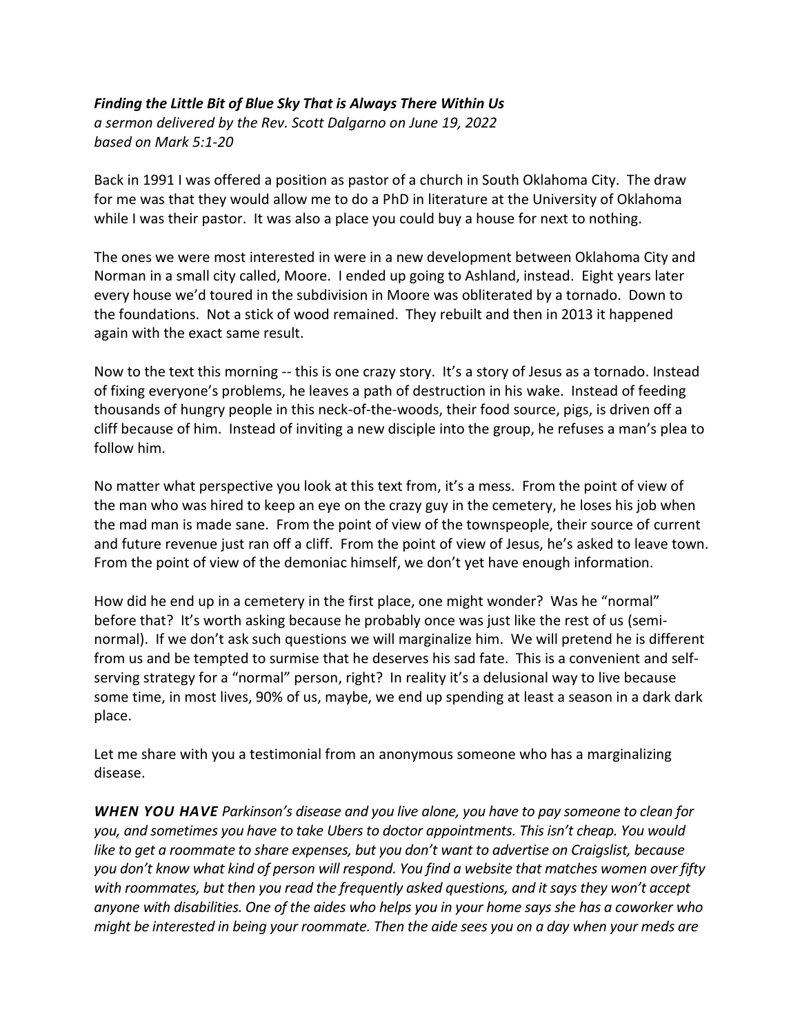***Finding the Little Bit of Blue Sky That is Always There Within Us***
*a sermon delivered by the Rev. Scott Dalgarno on June 19, 2022*
*based on Mark 5:1-20*

Back in 1991 I was offered a position as pastor of a church in South Oklahoma City. The draw for me was that they would allow me to do a PhD in literature at the University of Oklahoma while I was their pastor. It was also a place you could buy a house for next to nothing.

The ones we were most interested in were in a new development between Oklahoma City and Norman in a small city called, Moore. I ended up going to Ashland, instead. Eight years later every house we'd toured in the subdivision in Moore was obliterated by a tornado. Down to the foundations. Not a stick of wood remained. They rebuilt and then in 2013 it happened again with the exact same result.

Now to the text this morning -- this is one crazy story. It's a story of Jesus as a tornado. Instead of fixing everyone's problems, he leaves a path of destruction in his wake. Instead of feeding thousands of hungry people in this neck-of-the-woods, their food source, pigs, is driven off a cliff because of him. Instead of inviting a new disciple into the group, he refuses a man's plea to follow him.

No matter what perspective you look at this text from, it's a mess. From the point of view of the man who was hired to keep an eye on the crazy guy in the cemetery, he loses his job when the mad man is made sane. From the point of view of the townspeople, their source of current and future revenue just ran off a cliff. From the point of view of Jesus, he's asked to leave town. From the point of view of the demoniac himself, we don't yet have enough information.

How did he end up in a cemetery in the first place, one might wonder? Was he "normal" before that? It's worth asking because he probably once was just like the rest of us (semi-normal). If we don't ask such questions we will marginalize him. We will pretend he is different from us and be tempted to surmise that he deserves his sad fate. This is a convenient and self-serving strategy for a "normal" person, right? In reality it's a delusional way to live because some time, in most lives, 90% of us, maybe, we end up spending at least a season in a dark dark place.

Let me share with you a testimonial from an anonymous someone who has a marginalizing disease.

***WHEN YOU HAVE*** *Parkinson's disease and you live alone, you have to pay someone to clean for you, and sometimes you have to take Ubers to doctor appointments. This isn't cheap. You would like to get a roommate to share expenses, but you don't want to advertise on Craigslist, because you don't know what kind of person will respond. You find a website that matches women over fifty with roommates, but then you read the frequently asked questions, and it says they won't accept anyone with disabilities. One of the aides who helps you in your home says she has a coworker who might be interested in being your roommate. Then the aide sees you on a day when your meds are*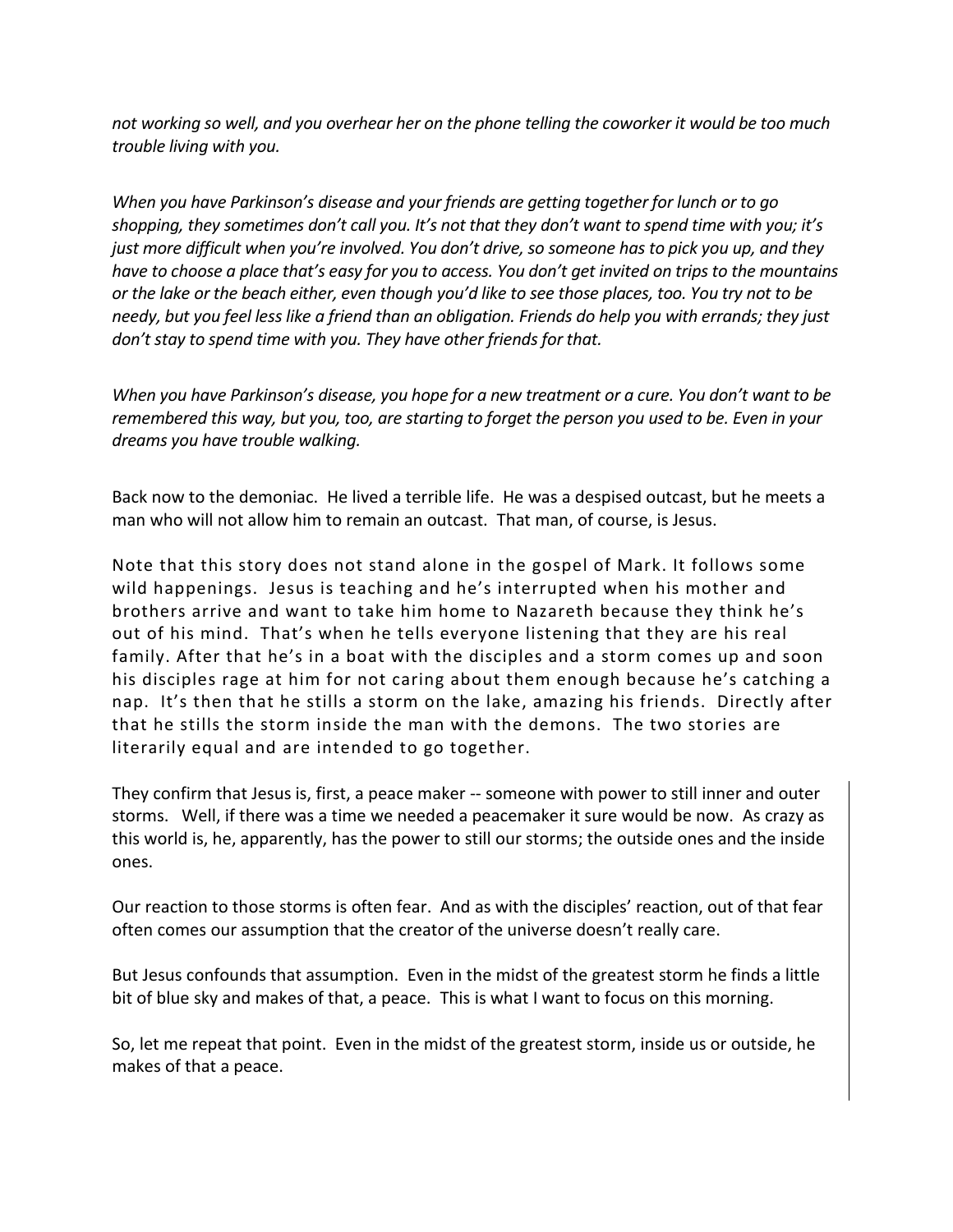*not working so well, and you overhear her on the phone telling the coworker it would be too much trouble living with you.*

*When you have Parkinson's disease and your friends are getting together for lunch or to go shopping, they sometimes don't call you. It's not that they don't want to spend time with you; it's just more difficult when you're involved. You don't drive, so someone has to pick you up, and they have to choose a place that's easy for you to access. You don't get invited on trips to the mountains or the lake or the beach either, even though you'd like to see those places, too. You try not to be needy, but you feel less like a friend than an obligation. Friends do help you with errands; they just don't stay to spend time with you. They have other friends for that.*

*When you have Parkinson's disease, you hope for a new treatment or a cure. You don't want to be remembered this way, but you, too, are starting to forget the person you used to be. Even in your dreams you have trouble walking.*

Back now to the demoniac. He lived a terrible life. He was a despised outcast, but he meets a man who will not allow him to remain an outcast. That man, of course, is Jesus.

Note that this story does not stand alone in the gospel of Mark. It follows some wild happenings. Jesus is teaching and he's interrupted when his mother and brothers arrive and want to take him home to Nazareth because they think he's out of his mind. That's when he tells everyone listening that they are his real family. After that he's in a boat with the disciples and a storm comes up and soon his disciples rage at him for not caring about them enough because he's catching a nap. It's then that he stills a storm on the lake, amazing his friends. Directly after that he stills the storm inside the man with the demons. The two stories are literarily equal and are intended to go together.

They confirm that Jesus is, first, a peace maker -- someone with power to still inner and outer storms. Well, if there was a time we needed a peacemaker it sure would be now. As crazy as this world is, he, apparently, has the power to still our storms; the outside ones and the inside ones.

Our reaction to those storms is often fear. And as with the disciples' reaction, out of that fear often comes our assumption that the creator of the universe doesn't really care.

But Jesus confounds that assumption. Even in the midst of the greatest storm he finds a little bit of blue sky and makes of that, a peace. This is what I want to focus on this morning.

So, let me repeat that point. Even in the midst of the greatest storm, inside us or outside, he makes of that a peace.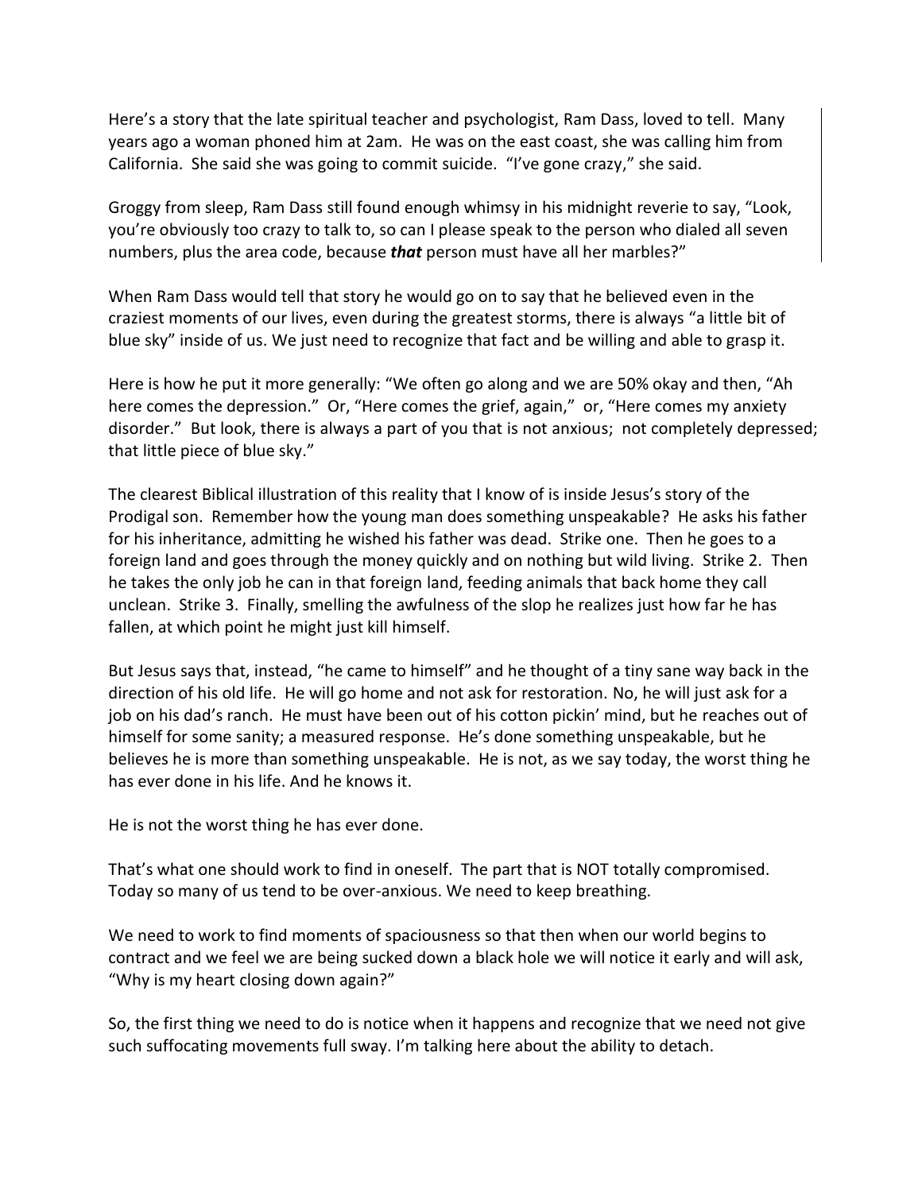Here's a story that the late spiritual teacher and psychologist, Ram Dass, loved to tell. Many years ago a woman phoned him at 2am. He was on the east coast, she was calling him from California. She said she was going to commit suicide. "I've gone crazy," she said.

Groggy from sleep, Ram Dass still found enough whimsy in his midnight reverie to say, "Look, you're obviously too crazy to talk to, so can I please speak to the person who dialed all seven numbers, plus the area code, because ***that*** person must have all her marbles?"

When Ram Dass would tell that story he would go on to say that he believed even in the craziest moments of our lives, even during the greatest storms, there is always "a little bit of blue sky" inside of us. We just need to recognize that fact and be willing and able to grasp it.

Here is how he put it more generally: "We often go along and we are 50% okay and then, "Ah here comes the depression." Or, "Here comes the grief, again," or, "Here comes my anxiety disorder." But look, there is always a part of you that is not anxious; not completely depressed; that little piece of blue sky."

The clearest Biblical illustration of this reality that I know of is inside Jesus's story of the Prodigal son. Remember how the young man does something unspeakable? He asks his father for his inheritance, admitting he wished his father was dead. Strike one. Then he goes to a foreign land and goes through the money quickly and on nothing but wild living. Strike 2. Then he takes the only job he can in that foreign land, feeding animals that back home they call unclean. Strike 3. Finally, smelling the awfulness of the slop he realizes just how far he has fallen, at which point he might just kill himself.

But Jesus says that, instead, "he came to himself" and he thought of a tiny sane way back in the direction of his old life. He will go home and not ask for restoration. No, he will just ask for a job on his dad's ranch. He must have been out of his cotton pickin' mind, but he reaches out of himself for some sanity; a measured response. He's done something unspeakable, but he believes he is more than something unspeakable. He is not, as we say today, the worst thing he has ever done in his life. And he knows it.

He is not the worst thing he has ever done.

That's what one should work to find in oneself. The part that is NOT totally compromised. Today so many of us tend to be over-anxious. We need to keep breathing.

We need to work to find moments of spaciousness so that then when our world begins to contract and we feel we are being sucked down a black hole we will notice it early and will ask, "Why is my heart closing down again?"

So, the first thing we need to do is notice when it happens and recognize that we need not give such suffocating movements full sway. I'm talking here about the ability to detach.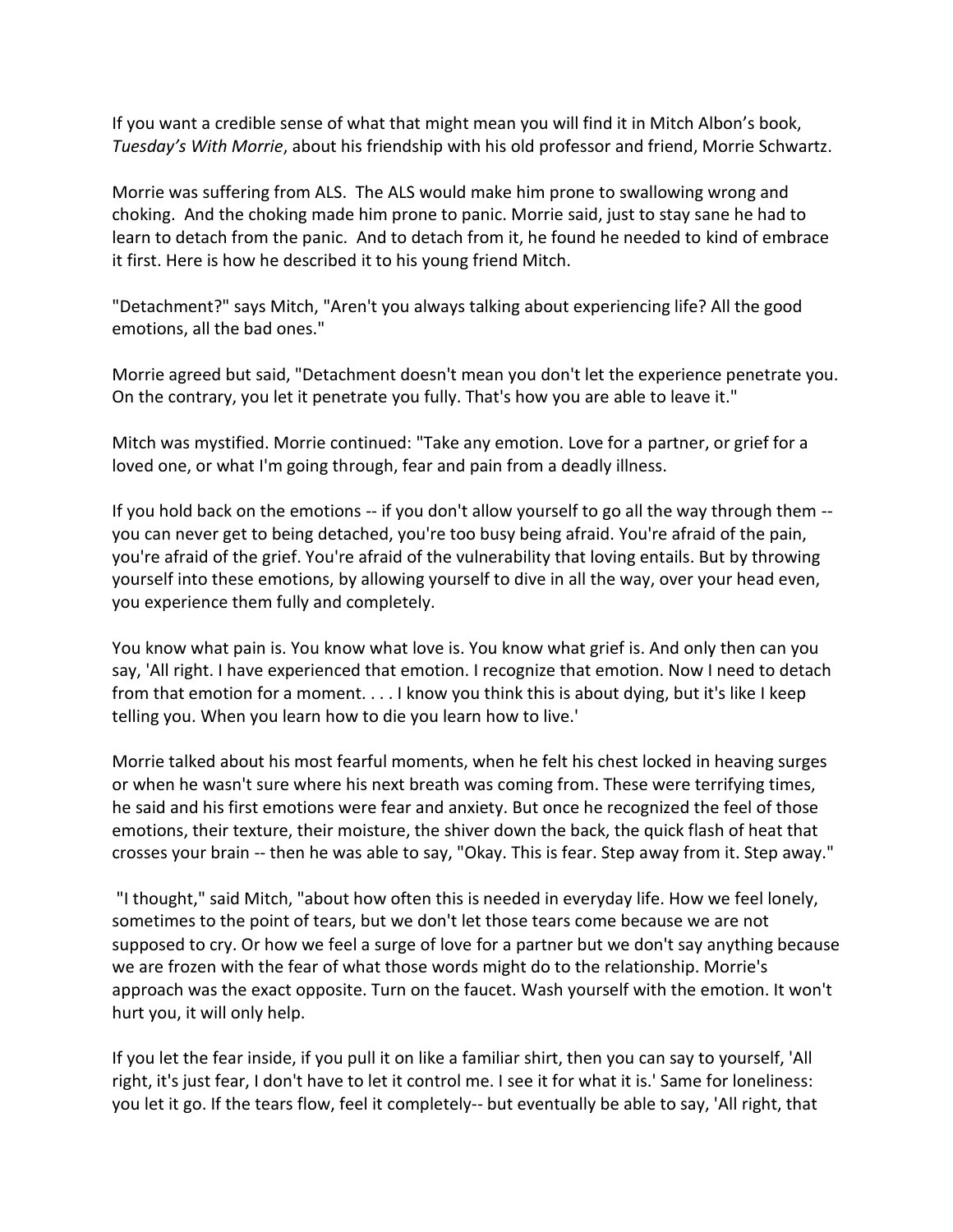If you want a credible sense of what that might mean you will find it in Mitch Albon's book, *Tuesday's With Morrie*, about his friendship with his old professor and friend, Morrie Schwartz.

Morrie was suffering from ALS. The ALS would make him prone to swallowing wrong and choking. And the choking made him prone to panic. Morrie said, just to stay sane he had to learn to detach from the panic. And to detach from it, he found he needed to kind of embrace it first. Here is how he described it to his young friend Mitch.

"Detachment?" says Mitch, "Aren't you always talking about experiencing life? All the good emotions, all the bad ones."

Morrie agreed but said, "Detachment doesn't mean you don't let the experience penetrate you. On the contrary, you let it penetrate you fully. That's how you are able to leave it."

Mitch was mystified. Morrie continued: "Take any emotion. Love for a partner, or grief for a loved one, or what I'm going through, fear and pain from a deadly illness.

If you hold back on the emotions -- if you don't allow yourself to go all the way through them -- you can never get to being detached, you're too busy being afraid. You're afraid of the pain, you're afraid of the grief. You're afraid of the vulnerability that loving entails. But by throwing yourself into these emotions, by allowing yourself to dive in all the way, over your head even, you experience them fully and completely.

You know what pain is. You know what love is. You know what grief is. And only then can you say, 'All right. I have experienced that emotion. I recognize that emotion. Now I need to detach from that emotion for a moment. . . . I know you think this is about dying, but it's like I keep telling you. When you learn how to die you learn how to live.'

Morrie talked about his most fearful moments, when he felt his chest locked in heaving surges or when he wasn't sure where his next breath was coming from. These were terrifying times, he said and his first emotions were fear and anxiety. But once he recognized the feel of those emotions, their texture, their moisture, the shiver down the back, the quick flash of heat that crosses your brain -- then he was able to say, "Okay. This is fear. Step away from it. Step away."

"I thought," said Mitch, "about how often this is needed in everyday life. How we feel lonely, sometimes to the point of tears, but we don't let those tears come because we are not supposed to cry. Or how we feel a surge of love for a partner but we don't say anything because we are frozen with the fear of what those words might do to the relationship. Morrie's approach was the exact opposite. Turn on the faucet. Wash yourself with the emotion. It won't hurt you, it will only help.

If you let the fear inside, if you pull it on like a familiar shirt, then you can say to yourself, 'All right, it's just fear, I don't have to let it control me. I see it for what it is.' Same for loneliness: you let it go. If the tears flow, feel it completely-- but eventually be able to say, 'All right, that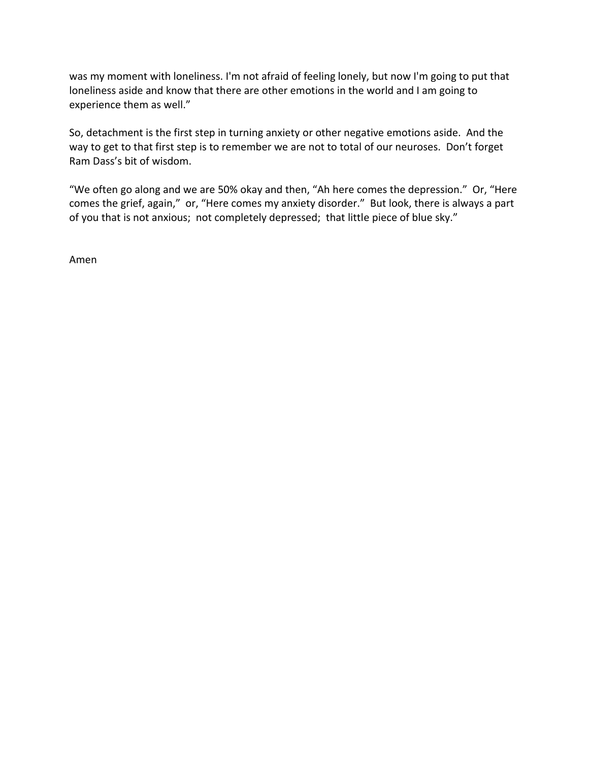was my moment with loneliness. I'm not afraid of feeling lonely, but now I'm going to put that loneliness aside and know that there are other emotions in the world and I am going to experience them as well."

So, detachment is the first step in turning anxiety or other negative emotions aside. And the way to get to that first step is to remember we are not to total of our neuroses. Don't forget Ram Dass's bit of wisdom.

"We often go along and we are 50% okay and then, "Ah here comes the depression." Or, "Here comes the grief, again," or, "Here comes my anxiety disorder." But look, there is always a part of you that is not anxious; not completely depressed; that little piece of blue sky."

Amen